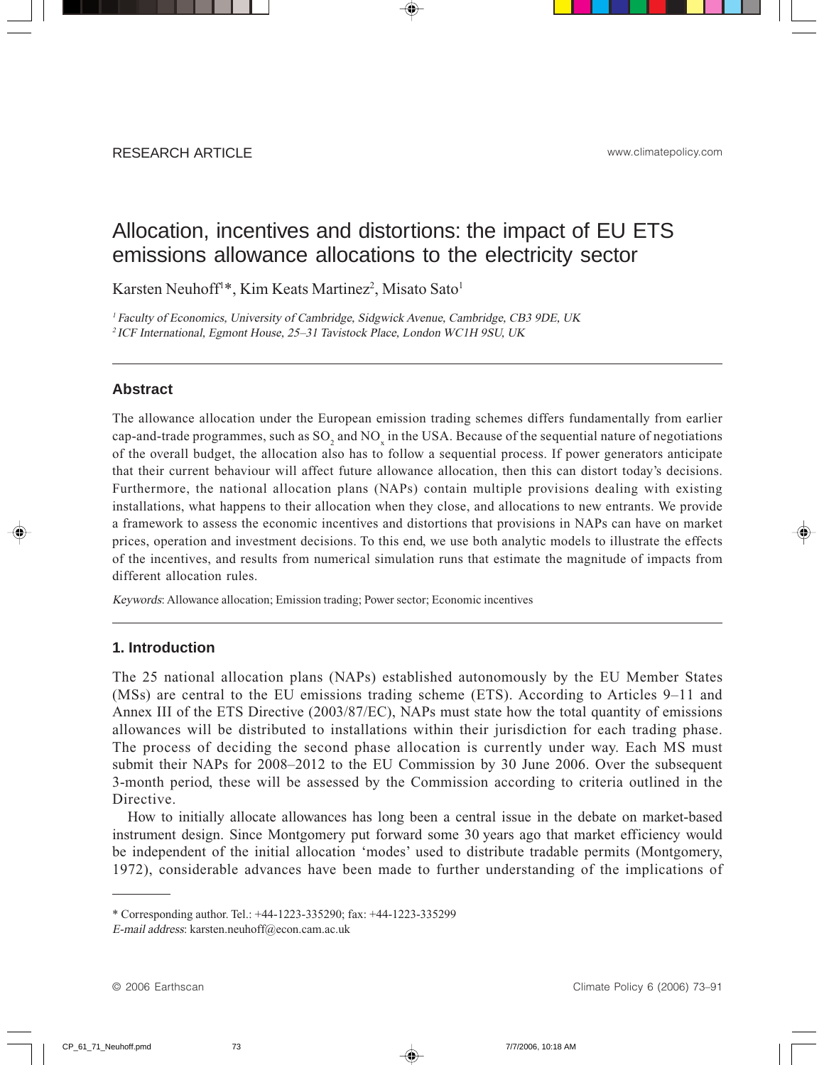RESEARCH ARTICLE

www.climatepolicy.com

# Allocation, incentives and distortions: the impact of EU ETS emissions allowance allocations to the electricity sector

Karsten Neuhoff[1]*, Kim Keats Martinez[2], Misato Sato[1]

[1] *Faculty of Economics, University of Cambridge, Sidgwick Avenue, Cambridge, CB3 9DE, UK*
[2] *ICF International, Egmont House, 25–31 Tavistock Place, London WC1H 9SU, UK*

## Abstract

The allowance allocation under the European emission trading schemes differs fundamentally from earlier cap-and-trade programmes, such as $SO_2$ and $NO_x$ in the USA. Because of the sequential nature of negotiations of the overall budget, the allocation also has to follow a sequential process. If power generators anticipate that their current behaviour will affect future allowance allocation, then this can distort today's decisions. Furthermore, the national allocation plans (NAPs) contain multiple provisions dealing with existing installations, what happens to their allocation when they close, and allocations to new entrants. We provide a framework to assess the economic incentives and distortions that provisions in NAPs can have on market prices, operation and investment decisions. To this end, we use both analytic models to illustrate the effects of the incentives, and results from numerical simulation runs that estimate the magnitude of impacts from different allocation rules.

*Keywords*: Allowance allocation; Emission trading; Power sector; Economic incentives

## 1. Introduction

The 25 national allocation plans (NAPs) established autonomously by the EU Member States (MSs) are central to the EU emissions trading scheme (ETS). According to Articles 9–11 and Annex III of the ETS Directive (2003/87/EC), NAPs must state how the total quantity of emissions allowances will be distributed to installations within their jurisdiction for each trading phase. The process of deciding the second phase allocation is currently under way. Each MS must submit their NAPs for 2008–2012 to the EU Commission by 30 June 2006. Over the subsequent 3-month period, these will be assessed by the Commission according to criteria outlined in the Directive.

How to initially allocate allowances has long been a central issue in the debate on market-based instrument design. Since Montgomery put forward some 30 years ago that market efficiency would be independent of the initial allocation 'modes' used to distribute tradable permits (Montgomery, 1972), considerable advances have been made to further understanding of the implications of

* Corresponding author. Tel.: +44-1223-335290; fax: +44-1223-335299
*E-mail address*: karsten.neuhoff@econ.cam.ac.uk

© 2006 Earthscan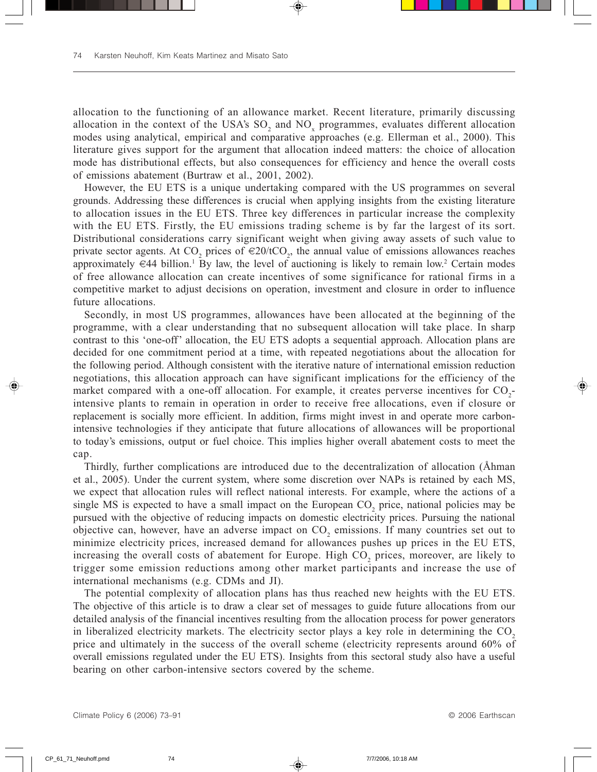allocation to the functioning of an allowance market. Recent literature, primarily discussing allocation in the context of the USA's $SO_2$ and $NO_x$ programmes, evaluates different allocation modes using analytical, empirical and comparative approaches (e.g. Ellerman et al., 2000). This literature gives support for the argument that allocation indeed matters: the choice of allocation mode has distributional effects, but also consequences for efficiency and hence the overall costs of emissions abatement (Burtraw et al., 2001, 2002).

However, the EU ETS is a unique undertaking compared with the US programmes on several grounds. Addressing these differences is crucial when applying insights from the existing literature to allocation issues in the EU ETS. Three key differences in particular increase the complexity with the EU ETS. Firstly, the EU emissions trading scheme is by far the largest of its sort. Distributional considerations carry significant weight when giving away assets of such value to private sector agents. At $CO_2$ prices of €20/t$CO_2$, the annual value of emissions allowances reaches approximately €44 billion.[1] By law, the level of auctioning is likely to remain low.[2] Certain modes of free allowance allocation can create incentives of some significance for rational firms in a competitive market to adjust decisions on operation, investment and closure in order to influence future allocations.

Secondly, in most US programmes, allowances have been allocated at the beginning of the programme, with a clear understanding that no subsequent allocation will take place. In sharp contrast to this 'one-off' allocation, the EU ETS adopts a sequential approach. Allocation plans are decided for one commitment period at a time, with repeated negotiations about the allocation for the following period. Although consistent with the iterative nature of international emission reduction negotiations, this allocation approach can have significant implications for the efficiency of the market compared with a one-off allocation. For example, it creates perverse incentives for $CO_2$-intensive plants to remain in operation in order to receive free allocations, even if closure or replacement is socially more efficient. In addition, firms might invest in and operate more carbon-intensive technologies if they anticipate that future allocations of allowances will be proportional to today's emissions, output or fuel choice. This implies higher overall abatement costs to meet the cap.

Thirdly, further complications are introduced due to the decentralization of allocation (Åhman et al., 2005). Under the current system, where some discretion over NAPs is retained by each MS, we expect that allocation rules will reflect national interests. For example, where the actions of a single MS is expected to have a small impact on the European $CO_2$ price, national policies may be pursued with the objective of reducing impacts on domestic electricity prices. Pursuing the national objective can, however, have an adverse impact on $CO_2$ emissions. If many countries set out to minimize electricity prices, increased demand for allowances pushes up prices in the EU ETS, increasing the overall costs of abatement for Europe. High $CO_2$ prices, moreover, are likely to trigger some emission reductions among other market participants and increase the use of international mechanisms (e.g. CDMs and JI).

The potential complexity of allocation plans has thus reached new heights with the EU ETS. The objective of this article is to draw a clear set of messages to guide future allocations from our detailed analysis of the financial incentives resulting from the allocation process for power generators in liberalized electricity markets. The electricity sector plays a key role in determining the $CO_2$ price and ultimately in the success of the overall scheme (electricity represents around 60% of overall emissions regulated under the EU ETS). Insights from this sectoral study also have a useful bearing on other carbon-intensive sectors covered by the scheme.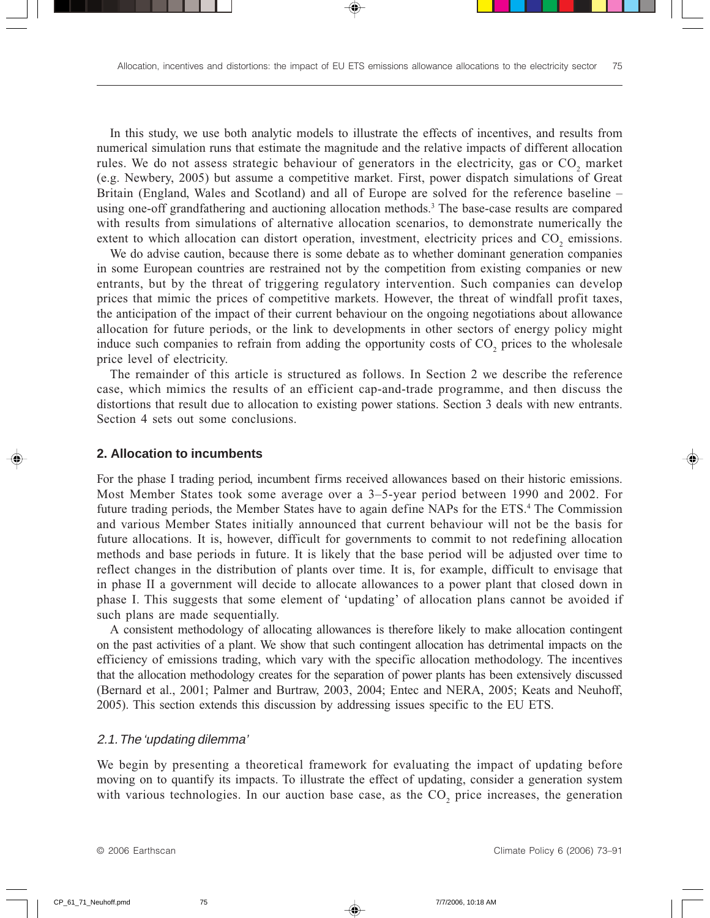In this study, we use both analytic models to illustrate the effects of incentives, and results from numerical simulation runs that estimate the magnitude and the relative impacts of different allocation rules. We do not assess strategic behaviour of generators in the electricity, gas or $CO_2$ market (e.g. Newbery, 2005) but assume a competitive market. First, power dispatch simulations of Great Britain (England, Wales and Scotland) and all of Europe are solved for the reference baseline – using one-off grandfathering and auctioning allocation methods.[3] The base-case results are compared with results from simulations of alternative allocation scenarios, to demonstrate numerically the extent to which allocation can distort operation, investment, electricity prices and $CO_2$ emissions.

We do advise caution, because there is some debate as to whether dominant generation companies in some European countries are restrained not by the competition from existing companies or new entrants, but by the threat of triggering regulatory intervention. Such companies can develop prices that mimic the prices of competitive markets. However, the threat of windfall profit taxes, the anticipation of the impact of their current behaviour on the ongoing negotiations about allowance allocation for future periods, or the link to developments in other sectors of energy policy might induce such companies to refrain from adding the opportunity costs of $CO_2$ prices to the wholesale price level of electricity.

The remainder of this article is structured as follows. In Section 2 we describe the reference case, which mimics the results of an efficient cap-and-trade programme, and then discuss the distortions that result due to allocation to existing power stations. Section 3 deals with new entrants. Section 4 sets out some conclusions.

## 2. Allocation to incumbents

For the phase I trading period, incumbent firms received allowances based on their historic emissions. Most Member States took some average over a 3–5-year period between 1990 and 2002. For future trading periods, the Member States have to again define NAPs for the ETS.[4] The Commission and various Member States initially announced that current behaviour will not be the basis for future allocations. It is, however, difficult for governments to commit to not redefining allocation methods and base periods in future. It is likely that the base period will be adjusted over time to reflect changes in the distribution of plants over time. It is, for example, difficult to envisage that in phase II a government will decide to allocate allowances to a power plant that closed down in phase I. This suggests that some element of 'updating' of allocation plans cannot be avoided if such plans are made sequentially.

A consistent methodology of allocating allowances is therefore likely to make allocation contingent on the past activities of a plant. We show that such contingent allocation has detrimental impacts on the efficiency of emissions trading, which vary with the specific allocation methodology. The incentives that the allocation methodology creates for the separation of power plants has been extensively discussed (Bernard et al., 2001; Palmer and Burtraw, 2003, 2004; Entec and NERA, 2005; Keats and Neuhoff, 2005). This section extends this discussion by addressing issues specific to the EU ETS.

### *2.1. The 'updating dilemma'*

We begin by presenting a theoretical framework for evaluating the impact of updating before moving on to quantify its impacts. To illustrate the effect of updating, consider a generation system with various technologies. In our auction base case, as the $CO_2$ price increases, the generation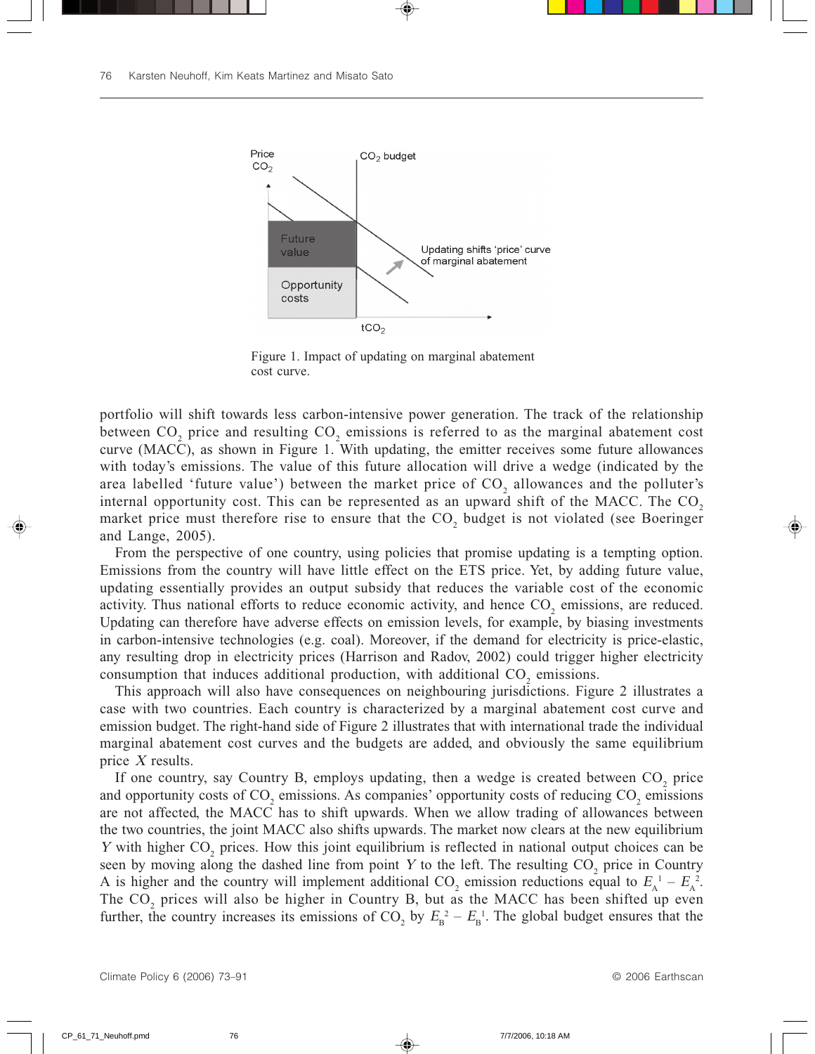Figure 1. Impact of updating on marginal abatement cost curve.

portfolio will shift towards less carbon-intensive power generation. The track of the relationship between $CO_2$ price and resulting $CO_2$ emissions is referred to as the marginal abatement cost curve (MACC), as shown in Figure 1. With updating, the emitter receives some future allowances with today's emissions. The value of this future allocation will drive a wedge (indicated by the area labelled 'future value') between the market price of $CO_2$ allowances and the polluter's internal opportunity cost. This can be represented as an upward shift of the MACC. The $CO_2$ market price must therefore rise to ensure that the $CO_2$ budget is not violated (see Boeringer and Lange, 2005).

From the perspective of one country, using policies that promise updating is a tempting option. Emissions from the country will have little effect on the ETS price. Yet, by adding future value, updating essentially provides an output subsidy that reduces the variable cost of the economic activity. Thus national efforts to reduce economic activity, and hence $CO_2$ emissions, are reduced. Updating can therefore have adverse effects on emission levels, for example, by biasing investments in carbon-intensive technologies (e.g. coal). Moreover, if the demand for electricity is price-elastic, any resulting drop in electricity prices (Harrison and Radov, 2002) could trigger higher electricity consumption that induces additional production, with additional $CO_2$ emissions.

This approach will also have consequences on neighbouring jurisdictions. Figure 2 illustrates a case with two countries. Each country is characterized by a marginal abatement cost curve and emission budget. The right-hand side of Figure 2 illustrates that with international trade the individual marginal abatement cost curves and the budgets are added, and obviously the same equilibrium price $X$ results.

If one country, say Country B, employs updating, then a wedge is created between $CO_2$ price and opportunity costs of $CO_2$ emissions. As companies' opportunity costs of reducing $CO_2$ emissions are not affected, the MACC has to shift upwards. When we allow trading of allowances between the two countries, the joint MACC also shifts upwards. The market now clears at the new equilibrium $Y$ with higher $CO_2$ prices. How this joint equilibrium is reflected in national output choices can be seen by moving along the dashed line from point $Y$ to the left. The resulting $CO_2$ price in Country A is higher and the country will implement additional $CO_2$ emission reductions equal to $E_A^1 - E_A^2$. The $CO_2$ prices will also be higher in Country B, but as the MACC has been shifted up even further, the country increases its emissions of $CO_2$ by $E_B^2 - E_B^1$. The global budget ensures that the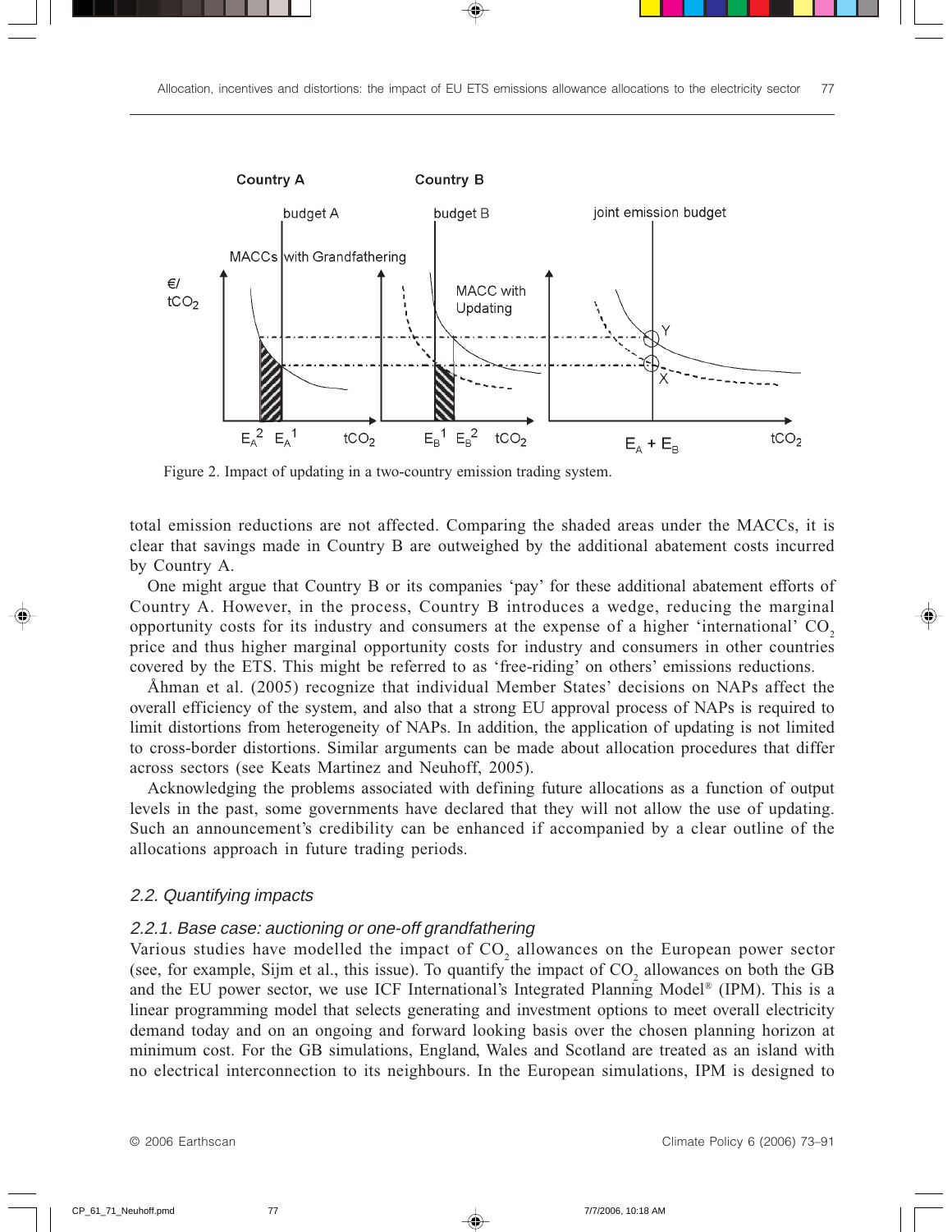Figure 2. Impact of updating in a two-country emission trading system.

total emission reductions are not affected. Comparing the shaded areas under the MACCs, it is clear that savings made in Country B are outweighed by the additional abatement costs incurred by Country A.

One might argue that Country B or its companies 'pay' for these additional abatement efforts of Country A. However, in the process, Country B introduces a wedge, reducing the marginal opportunity costs for its industry and consumers at the expense of a higher 'international' $CO_2$ price and thus higher marginal opportunity costs for industry and consumers in other countries covered by the ETS. This might be referred to as 'free-riding' on others' emissions reductions.

Åhman et al. (2005) recognize that individual Member States' decisions on NAPs affect the overall efficiency of the system, and also that a strong EU approval process of NAPs is required to limit distortions from heterogeneity of NAPs. In addition, the application of updating is not limited to cross-border distortions. Similar arguments can be made about allocation procedures that differ across sectors (see Keats Martinez and Neuhoff, 2005).

Acknowledging the problems associated with defining future allocations as a function of output levels in the past, some governments have declared that they will not allow the use of updating. Such an announcement's credibility can be enhanced if accompanied by a clear outline of the allocations approach in future trading periods.

## *2.2. Quantifying impacts*

### *2.2.1. Base case: auctioning or one-off grandfathering*

Various studies have modelled the impact of $CO_2$ allowances on the European power sector (see, for example, Sijm et al., this issue). To quantify the impact of $CO_2$ allowances on both the GB and the EU power sector, we use ICF International's Integrated Planning Model® (IPM). This is a linear programming model that selects generating and investment options to meet overall electricity demand today and on an ongoing and forward looking basis over the chosen planning horizon at minimum cost. For the GB simulations, England, Wales and Scotland are treated as an island with no electrical interconnection to its neighbours. In the European simulations, IPM is designed to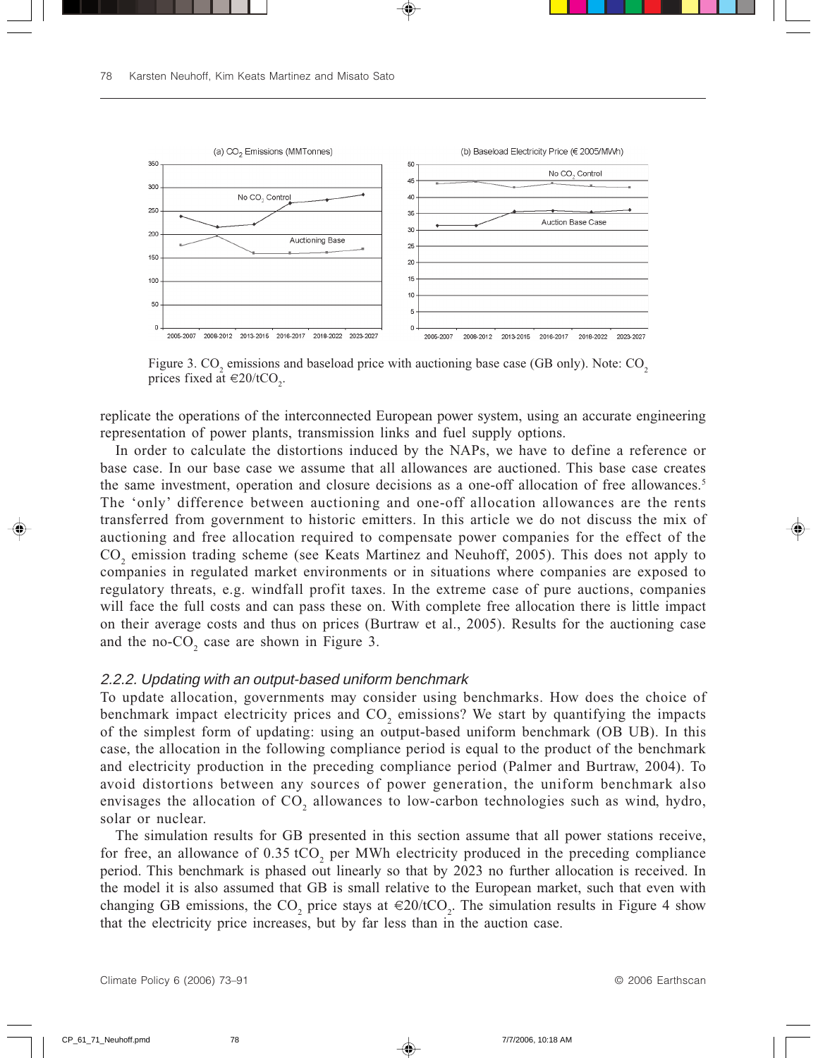Figure 3. $CO_2$ emissions and baseload price with auctioning base case (GB only). Note: $CO_2$ prices fixed at €20/t$CO_2$.

replicate the operations of the interconnected European power system, using an accurate engineering representation of power plants, transmission links and fuel supply options.

In order to calculate the distortions induced by the NAPs, we have to define a reference or base case. In our base case we assume that all allowances are auctioned. This base case creates the same investment, operation and closure decisions as a one-off allocation of free allowances.[5] The 'only' difference between auctioning and one-off allocation allowances are the rents transferred from government to historic emitters. In this article we do not discuss the mix of auctioning and free allocation required to compensate power companies for the effect of the $CO_2$ emission trading scheme (see Keats Martinez and Neuhoff, 2005). This does not apply to companies in regulated market environments or in situations where companies are exposed to regulatory threats, e.g. windfall profit taxes. In the extreme case of pure auctions, companies will face the full costs and can pass these on. With complete free allocation there is little impact on their average costs and thus on prices (Burtraw et al., 2005). Results for the auctioning case and the no-$CO_2$ case are shown in Figure 3.

### 2.2.2. Updating with an output-based uniform benchmark

To update allocation, governments may consider using benchmarks. How does the choice of benchmark impact electricity prices and $CO_2$ emissions? We start by quantifying the impacts of the simplest form of updating: using an output-based uniform benchmark (OB UB). In this case, the allocation in the following compliance period is equal to the product of the benchmark and electricity production in the preceding compliance period (Palmer and Burtraw, 2004). To avoid distortions between any sources of power generation, the uniform benchmark also envisages the allocation of $CO_2$ allowances to low-carbon technologies such as wind, hydro, solar or nuclear.

The simulation results for GB presented in this section assume that all power stations receive, for free, an allowance of 0.35 t$CO_2$ per MWh electricity produced in the preceding compliance period. This benchmark is phased out linearly so that by 2023 no further allocation is received. In the model it is also assumed that GB is small relative to the European market, such that even with changing GB emissions, the $CO_2$ price stays at €20/t$CO_2$. The simulation results in Figure 4 show that the electricity price increases, but by far less than in the auction case.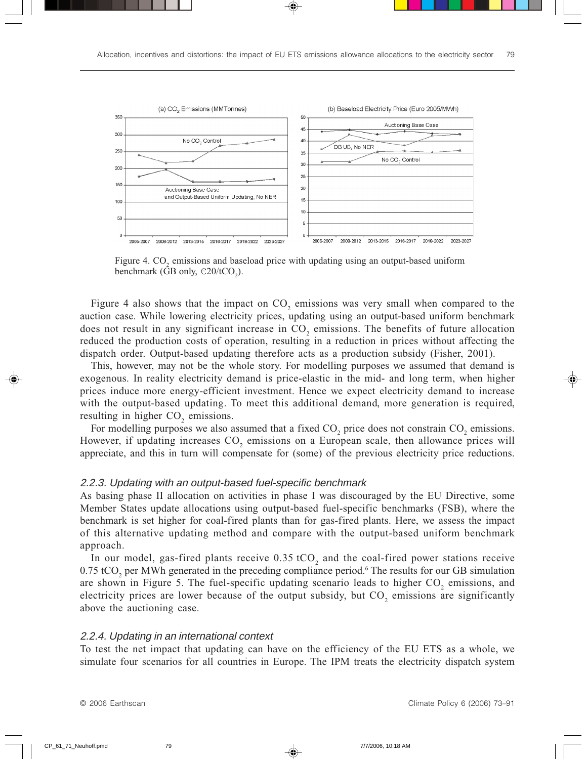Figure 4. $CO_2$ emissions and baseload price with updating using an output-based uniform benchmark (GB only, €20/t$CO_2$).

Figure 4 also shows that the impact on $CO_2$ emissions was very small when compared to the auction case. While lowering electricity prices, updating using an output-based uniform benchmark does not result in any significant increase in $CO_2$ emissions. The benefits of future allocation reduced the production costs of operation, resulting in a reduction in prices without affecting the dispatch order. Output-based updating therefore acts as a production subsidy (Fisher, 2001).

This, however, may not be the whole story. For modelling purposes we assumed that demand is exogenous. In reality electricity demand is price-elastic in the mid- and long term, when higher prices induce more energy-efficient investment. Hence we expect electricity demand to increase with the output-based updating. To meet this additional demand, more generation is required, resulting in higher $CO_2$ emissions.

For modelling purposes we also assumed that a fixed $CO_2$ price does not constrain $CO_2$ emissions. However, if updating increases $CO_2$ emissions on a European scale, then allowance prices will appreciate, and this in turn will compensate for (some) of the previous electricity price reductions.

### 2.2.3. Updating with an output-based fuel-specific benchmark

As basing phase II allocation on activities in phase I was discouraged by the EU Directive, some Member States update allocations using output-based fuel-specific benchmarks (FSB), where the benchmark is set higher for coal-fired plants than for gas-fired plants. Here, we assess the impact of this alternative updating method and compare with the output-based uniform benchmark approach.

In our model, gas-fired plants receive 0.35 t$CO_2$ and the coal-fired power stations receive 0.75 t$CO_2$ per MWh generated in the preceding compliance period.[6] The results for our GB simulation are shown in Figure 5. The fuel-specific updating scenario leads to higher $CO_2$ emissions, and electricity prices are lower because of the output subsidy, but $CO_2$ emissions are significantly above the auctioning case.

### 2.2.4. Updating in an international context

To test the net impact that updating can have on the efficiency of the EU ETS as a whole, we simulate four scenarios for all countries in Europe. The IPM treats the electricity dispatch system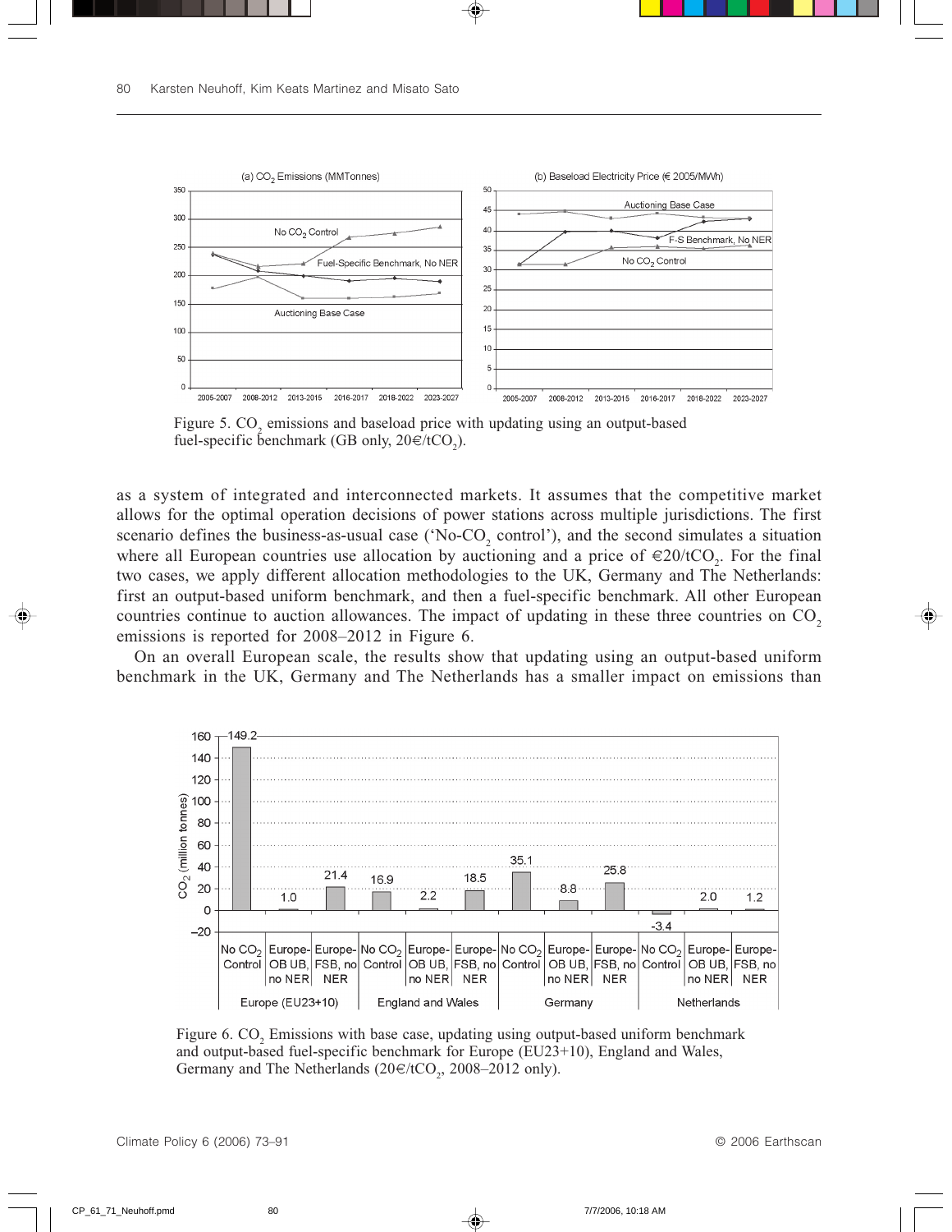Figure 5. $CO_2$ emissions and baseload price with updating using an output-based fuel-specific benchmark (GB only, 20€/t$CO_2$).

as a system of integrated and interconnected markets. It assumes that the competitive market allows for the optimal operation decisions of power stations across multiple jurisdictions. The first scenario defines the business-as-usual case ('No-$CO_2$ control'), and the second simulates a situation where all European countries use allocation by auctioning and a price of €20/t$CO_2$. For the final two cases, we apply different allocation methodologies to the UK, Germany and The Netherlands: first an output-based uniform benchmark, and then a fuel-specific benchmark. All other European countries continue to auction allowances. The impact of updating in these three countries on $CO_2$ emissions is reported for 2008–2012 in Figure 6.

On an overall European scale, the results show that updating using an output-based uniform benchmark in the UK, Germany and The Netherlands has a smaller impact on emissions than

Figure 6. $CO_2$ Emissions with base case, updating using output-based uniform benchmark and output-based fuel-specific benchmark for Europe (EU23+10), England and Wales, Germany and The Netherlands (20€/t$CO_2$, 2008–2012 only).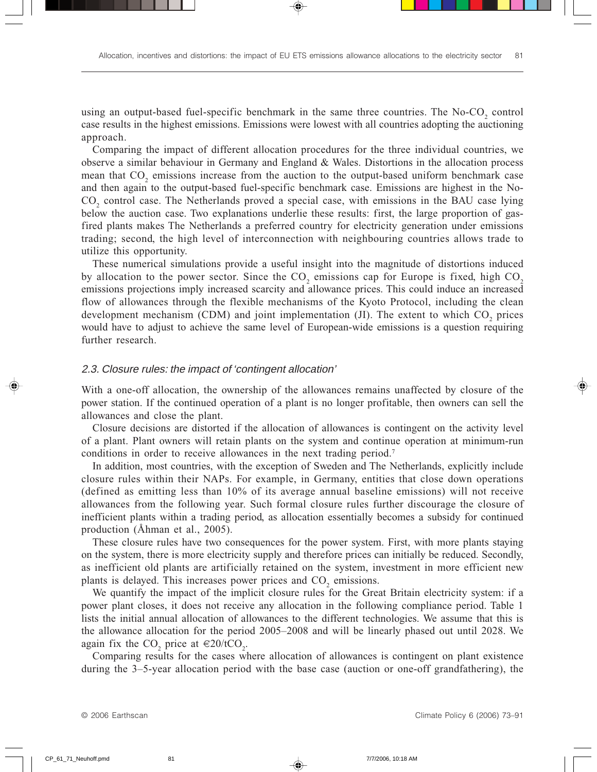using an output-based fuel-specific benchmark in the same three countries. The No-$CO_2$ control case results in the highest emissions. Emissions were lowest with all countries adopting the auctioning approach.

Comparing the impact of different allocation procedures for the three individual countries, we observe a similar behaviour in Germany and England & Wales. Distortions in the allocation process mean that $CO_2$ emissions increase from the auction to the output-based uniform benchmark case and then again to the output-based fuel-specific benchmark case. Emissions are highest in the No-$CO_2$ control case. The Netherlands proved a special case, with emissions in the BAU case lying below the auction case. Two explanations underlie these results: first, the large proportion of gas-fired plants makes The Netherlands a preferred country for electricity generation under emissions trading; second, the high level of interconnection with neighbouring countries allows trade to utilize this opportunity.

These numerical simulations provide a useful insight into the magnitude of distortions induced by allocation to the power sector. Since the $CO_2$ emissions cap for Europe is fixed, high $CO_2$ emissions projections imply increased scarcity and allowance prices. This could induce an increased flow of allowances through the flexible mechanisms of the Kyoto Protocol, including the clean development mechanism (CDM) and joint implementation (JI). The extent to which $CO_2$ prices would have to adjust to achieve the same level of European-wide emissions is a question requiring further research.

### *2.3. Closure rules: the impact of 'contingent allocation'*

With a one-off allocation, the ownership of the allowances remains unaffected by closure of the power station. If the continued operation of a plant is no longer profitable, then owners can sell the allowances and close the plant.

Closure decisions are distorted if the allocation of allowances is contingent on the activity level of a plant. Plant owners will retain plants on the system and continue operation at minimum-run conditions in order to receive allowances in the next trading period.[7]

In addition, most countries, with the exception of Sweden and The Netherlands, explicitly include closure rules within their NAPs. For example, in Germany, entities that close down operations (defined as emitting less than 10% of its average annual baseline emissions) will not receive allowances from the following year. Such formal closure rules further discourage the closure of inefficient plants within a trading period, as allocation essentially becomes a subsidy for continued production (Åhman et al., 2005).

These closure rules have two consequences for the power system. First, with more plants staying on the system, there is more electricity supply and therefore prices can initially be reduced. Secondly, as inefficient old plants are artificially retained on the system, investment in more efficient new plants is delayed. This increases power prices and $CO_2$ emissions.

We quantify the impact of the implicit closure rules for the Great Britain electricity system: if a power plant closes, it does not receive any allocation in the following compliance period. Table 1 lists the initial annual allocation of allowances to the different technologies. We assume that this is the allowance allocation for the period 2005–2008 and will be linearly phased out until 2028. We again fix the $CO_2$ price at €20/t$CO_2$.

Comparing results for the cases where allocation of allowances is contingent on plant existence during the 3–5-year allocation period with the base case (auction or one-off grandfathering), the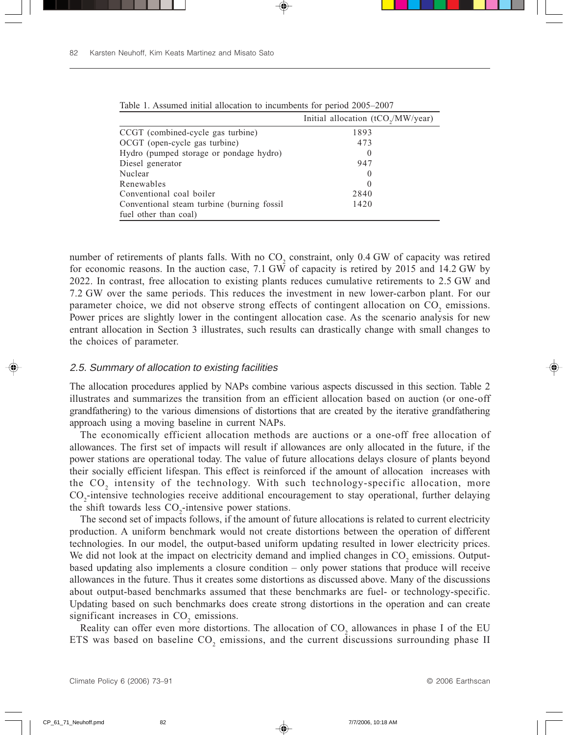Table 1. Assumed initial allocation to incumbents for period 2005–2007

| | Initial allocation ($tCO_2$/MW/year) |
|---|---|
| CCGT (combined-cycle gas turbine) | 1893 |
| OCGT (open-cycle gas turbine) | 473 |
| Hydro (pumped storage or pondage hydro) | 0 |
| Diesel generator | 947 |
| Nuclear | 0 |
| Renewables | 0 |
| Conventional coal boiler | 2840 |
| Conventional steam turbine (burning fossil fuel other than coal) | 1420 |

number of retirements of plants falls. With no $CO_2$ constraint, only 0.4 GW of capacity was retired for economic reasons. In the auction case, 7.1 GW of capacity is retired by 2015 and 14.2 GW by 2022. In contrast, free allocation to existing plants reduces cumulative retirements to 2.5 GW and 7.2 GW over the same periods. This reduces the investment in new lower-carbon plant. For our parameter choice, we did not observe strong effects of contingent allocation on $CO_2$ emissions. Power prices are slightly lower in the contingent allocation case. As the scenario analysis for new entrant allocation in Section 3 illustrates, such results can drastically change with small changes to the choices of parameter.

### *2.5. Summary of allocation to existing facilities*

The allocation procedures applied by NAPs combine various aspects discussed in this section. Table 2 illustrates and summarizes the transition from an efficient allocation based on auction (or one-off grandfathering) to the various dimensions of distortions that are created by the iterative grandfathering approach using a moving baseline in current NAPs.

The economically efficient allocation methods are auctions or a one-off free allocation of allowances. The first set of impacts will result if allowances are only allocated in the future, if the power stations are operational today. The value of future allocations delays closure of plants beyond their socially efficient lifespan. This effect is reinforced if the amount of allocation increases with the $CO_2$ intensity of the technology. With such technology-specific allocation, more $CO_2$-intensive technologies receive additional encouragement to stay operational, further delaying the shift towards less $CO_2$-intensive power stations.

The second set of impacts follows, if the amount of future allocations is related to current electricity production. A uniform benchmark would not create distortions between the operation of different technologies. In our model, the output-based uniform updating resulted in lower electricity prices. We did not look at the impact on electricity demand and implied changes in $CO_2$ emissions. Output-based updating also implements a closure condition – only power stations that produce will receive allowances in the future. Thus it creates some distortions as discussed above. Many of the discussions about output-based benchmarks assumed that these benchmarks are fuel- or technology-specific. Updating based on such benchmarks does create strong distortions in the operation and can create significant increases in $CO_2$ emissions.

Reality can offer even more distortions. The allocation of $CO_2$ allowances in phase I of the EU ETS was based on baseline $CO_2$ emissions, and the current discussions surrounding phase II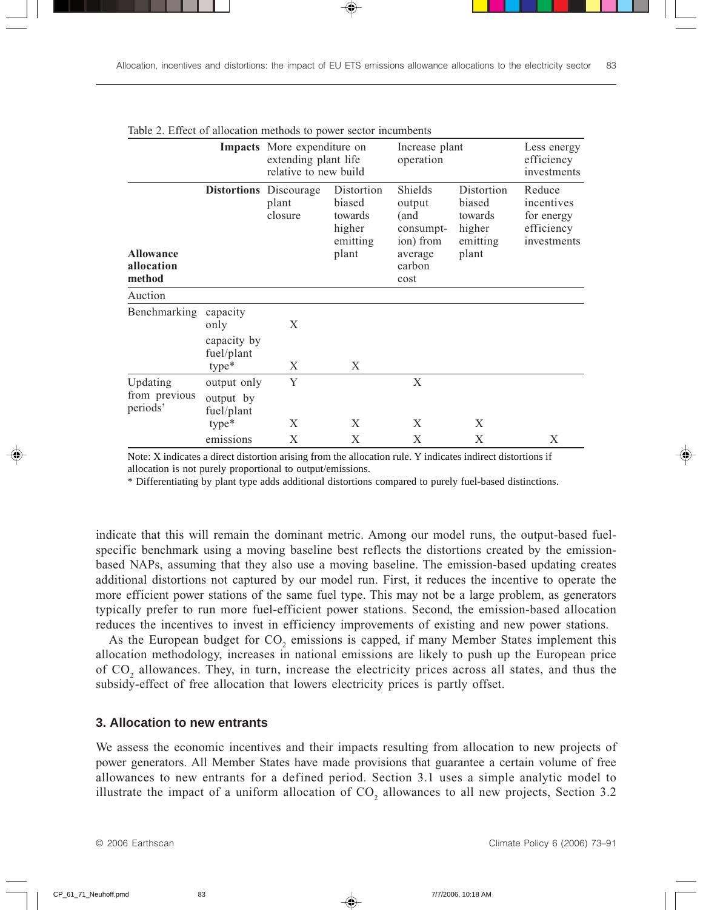Table 2. Effect of allocation methods to power sector incumbents

| Allocation method | | **Impacts** More expenditure on extending plant life relative to new build | | Increase plant operation | | Less energy efficiency investments |
|---|---|---|---|---|---|---|
| | **Distortions** | Discourage plant closure | Distortion biased towards higher emitting plant | Shields output (and consumption) from average carbon cost | Distortion biased towards higher emitting plant | Reduce incentives for energy efficiency investments |
| Auction | | | | | | |
| Benchmarking | capacity only | X | | | | |
| | capacity by fuel/plant type* | X | X | | | |
| Updating from previous periods' | output only | Y | | X | | |
| | output by fuel/plant type* | X | X | X | X | |
| | emissions | X | X | X | X | X |

Note: X indicates a direct distortion arising from the allocation rule. Y indicates indirect distortions if allocation is not purely proportional to output/emissions.
* Differentiating by plant type adds additional distortions compared to purely fuel-based distinctions.

indicate that this will remain the dominant metric. Among our model runs, the output-based fuel-specific benchmark using a moving baseline best reflects the distortions created by the emission-based NAPs, assuming that they also use a moving baseline. The emission-based updating creates additional distortions not captured by our model run. First, it reduces the incentive to operate the more efficient power stations of the same fuel type. This may not be a large problem, as generators typically prefer to run more fuel-efficient power stations. Second, the emission-based allocation reduces the incentives to invest in efficiency improvements of existing and new power stations.

As the European budget for $CO_2$ emissions is capped, if many Member States implement this allocation methodology, increases in national emissions are likely to push up the European price of $CO_2$ allowances. They, in turn, increase the electricity prices across all states, and thus the subsidy-effect of free allocation that lowers electricity prices is partly offset.

## 3. Allocation to new entrants

We assess the economic incentives and their impacts resulting from allocation to new projects of power generators. All Member States have made provisions that guarantee a certain volume of free allowances to new entrants for a defined period. Section 3.1 uses a simple analytic model to illustrate the impact of a uniform allocation of $CO_2$ allowances to all new projects, Section 3.2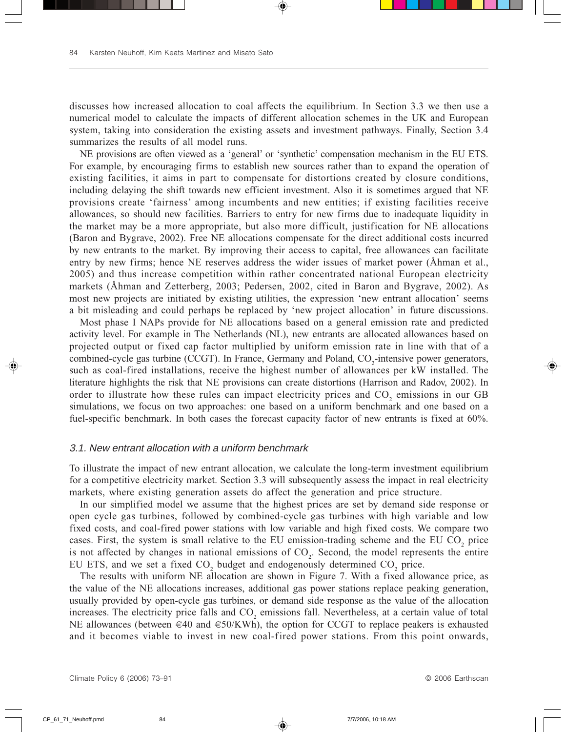discusses how increased allocation to coal affects the equilibrium. In Section 3.3 we then use a numerical model to calculate the impacts of different allocation schemes in the UK and European system, taking into consideration the existing assets and investment pathways. Finally, Section 3.4 summarizes the results of all model runs.

NE provisions are often viewed as a 'general' or 'synthetic' compensation mechanism in the EU ETS. For example, by encouraging firms to establish new sources rather than to expand the operation of existing facilities, it aims in part to compensate for distortions created by closure conditions, including delaying the shift towards new efficient investment. Also it is sometimes argued that NE provisions create 'fairness' among incumbents and new entities; if existing facilities receive allowances, so should new facilities. Barriers to entry for new firms due to inadequate liquidity in the market may be a more appropriate, but also more difficult, justification for NE allocations (Baron and Bygrave, 2002). Free NE allocations compensate for the direct additional costs incurred by new entrants to the market. By improving their access to capital, free allowances can facilitate entry by new firms; hence NE reserves address the wider issues of market power (Åhman et al., 2005) and thus increase competition within rather concentrated national European electricity markets (Åhman and Zetterberg, 2003; Pedersen, 2002, cited in Baron and Bygrave, 2002). As most new projects are initiated by existing utilities, the expression 'new entrant allocation' seems a bit misleading and could perhaps be replaced by 'new project allocation' in future discussions.

Most phase I NAPs provide for NE allocations based on a general emission rate and predicted activity level. For example in The Netherlands (NL), new entrants are allocated allowances based on projected output or fixed cap factor multiplied by uniform emission rate in line with that of a combined-cycle gas turbine (CCGT). In France, Germany and Poland, $CO_2$-intensive power generators, such as coal-fired installations, receive the highest number of allowances per kW installed. The literature highlights the risk that NE provisions can create distortions (Harrison and Radov, 2002). In order to illustrate how these rules can impact electricity prices and $CO_2$ emissions in our GB simulations, we focus on two approaches: one based on a uniform benchmark and one based on a fuel-specific benchmark. In both cases the forecast capacity factor of new entrants is fixed at 60%.

### *3.1. New entrant allocation with a uniform benchmark*

To illustrate the impact of new entrant allocation, we calculate the long-term investment equilibrium for a competitive electricity market. Section 3.3 will subsequently assess the impact in real electricity markets, where existing generation assets do affect the generation and price structure.

In our simplified model we assume that the highest prices are set by demand side response or open cycle gas turbines, followed by combined-cycle gas turbines with high variable and low fixed costs, and coal-fired power stations with low variable and high fixed costs. We compare two cases. First, the system is small relative to the EU emission-trading scheme and the EU $CO_2$ price is not affected by changes in national emissions of $CO_2$. Second, the model represents the entire EU ETS, and we set a fixed $CO_2$ budget and endogenously determined $CO_2$ price.

The results with uniform NE allocation are shown in Figure 7. With a fixed allowance price, as the value of the NE allocations increases, additional gas power stations replace peaking generation, usually provided by open-cycle gas turbines, or demand side response as the value of the allocation increases. The electricity price falls and $CO_2$ emissions fall. Nevertheless, at a certain value of total NE allowances (between €40 and €50/KWh), the option for CCGT to replace peakers is exhausted and it becomes viable to invest in new coal-fired power stations. From this point onwards,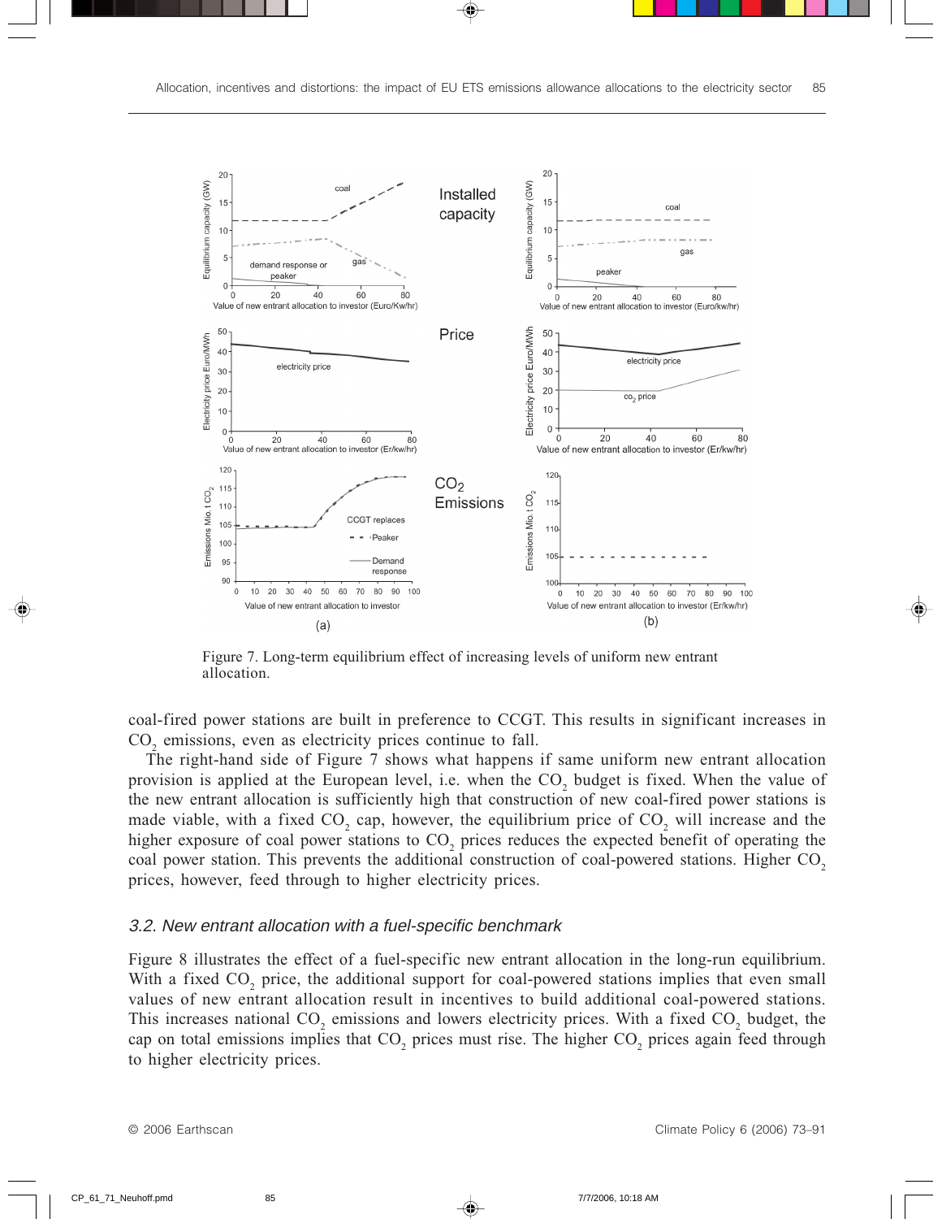Figure 7. Long-term equilibrium effect of increasing levels of uniform new entrant allocation.

coal-fired power stations are built in preference to CCGT. This results in significant increases in $CO_2$ emissions, even as electricity prices continue to fall.

The right-hand side of Figure 7 shows what happens if same uniform new entrant allocation provision is applied at the European level, i.e. when the $CO_2$ budget is fixed. When the value of the new entrant allocation is sufficiently high that construction of new coal-fired power stations is made viable, with a fixed $CO_2$ cap, however, the equilibrium price of $CO_2$ will increase and the higher exposure of coal power stations to $CO_2$ prices reduces the expected benefit of operating the coal power station. This prevents the additional construction of coal-powered stations. Higher $CO_2$ prices, however, feed through to higher electricity prices.

### *3.2. New entrant allocation with a fuel-specific benchmark*

Figure 8 illustrates the effect of a fuel-specific new entrant allocation in the long-run equilibrium. With a fixed $CO_2$ price, the additional support for coal-powered stations implies that even small values of new entrant allocation result in incentives to build additional coal-powered stations. This increases national $CO_2$ emissions and lowers electricity prices. With a fixed $CO_2$ budget, the cap on total emissions implies that $CO_2$ prices must rise. The higher $CO_2$ prices again feed through to higher electricity prices.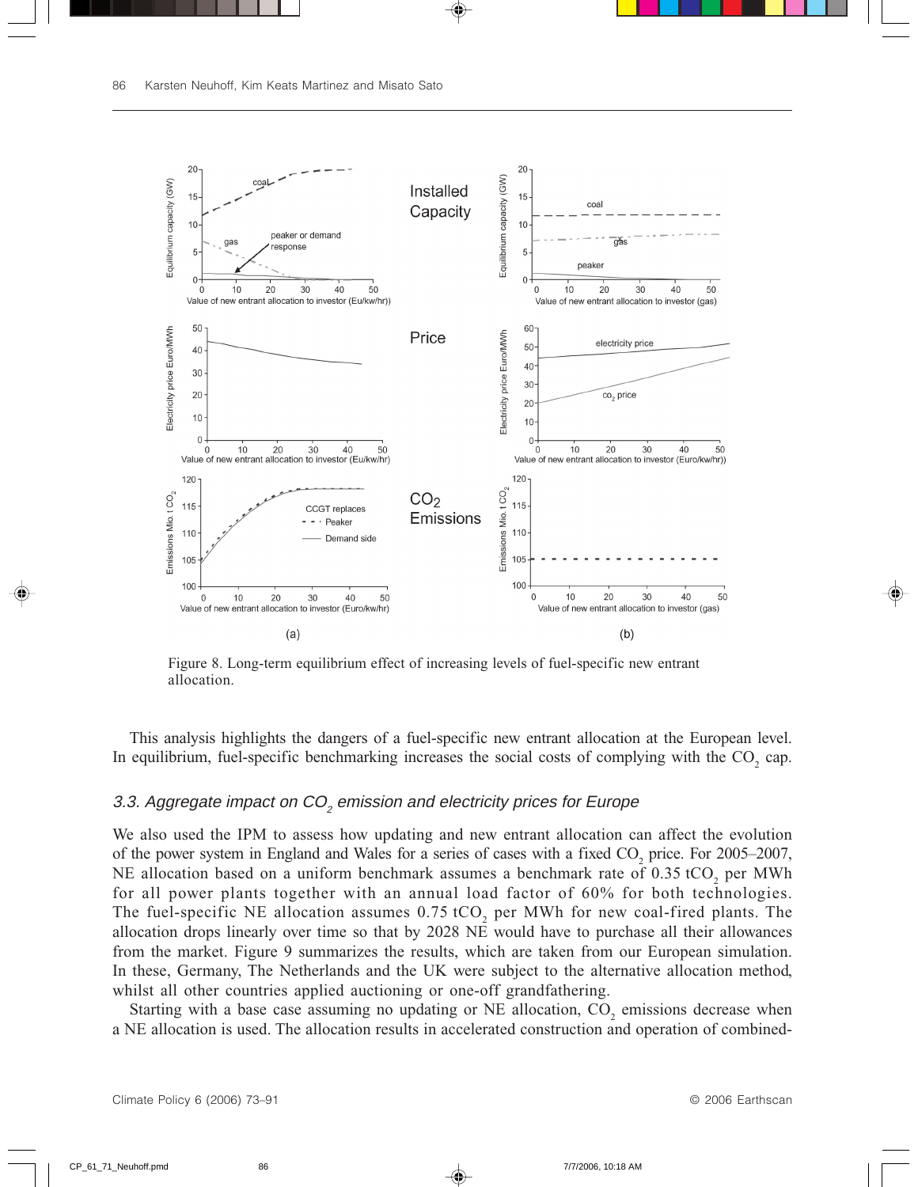Figure 8. Long-term equilibrium effect of increasing levels of fuel-specific new entrant allocation.

This analysis highlights the dangers of a fuel-specific new entrant allocation at the European level. In equilibrium, fuel-specific benchmarking increases the social costs of complying with the $CO_2$ cap.

### 3.3. Aggregate impact on $CO_2$ emission and electricity prices for Europe

We also used the IPM to assess how updating and new entrant allocation can affect the evolution of the power system in England and Wales for a series of cases with a fixed $CO_2$ price. For 2005–2007, NE allocation based on a uniform benchmark assumes a benchmark rate of 0.35 $tCO_2$ per MWh for all power plants together with an annual load factor of 60% for both technologies. The fuel-specific NE allocation assumes 0.75 $tCO_2$ per MWh for new coal-fired plants. The allocation drops linearly over time so that by 2028 NE would have to purchase all their allowances from the market. Figure 9 summarizes the results, which are taken from our European simulation. In these, Germany, The Netherlands and the UK were subject to the alternative allocation method, whilst all other countries applied auctioning or one-off grandfathering.

Starting with a base case assuming no updating or NE allocation, $CO_2$ emissions decrease when a NE allocation is used. The allocation results in accelerated construction and operation of combined-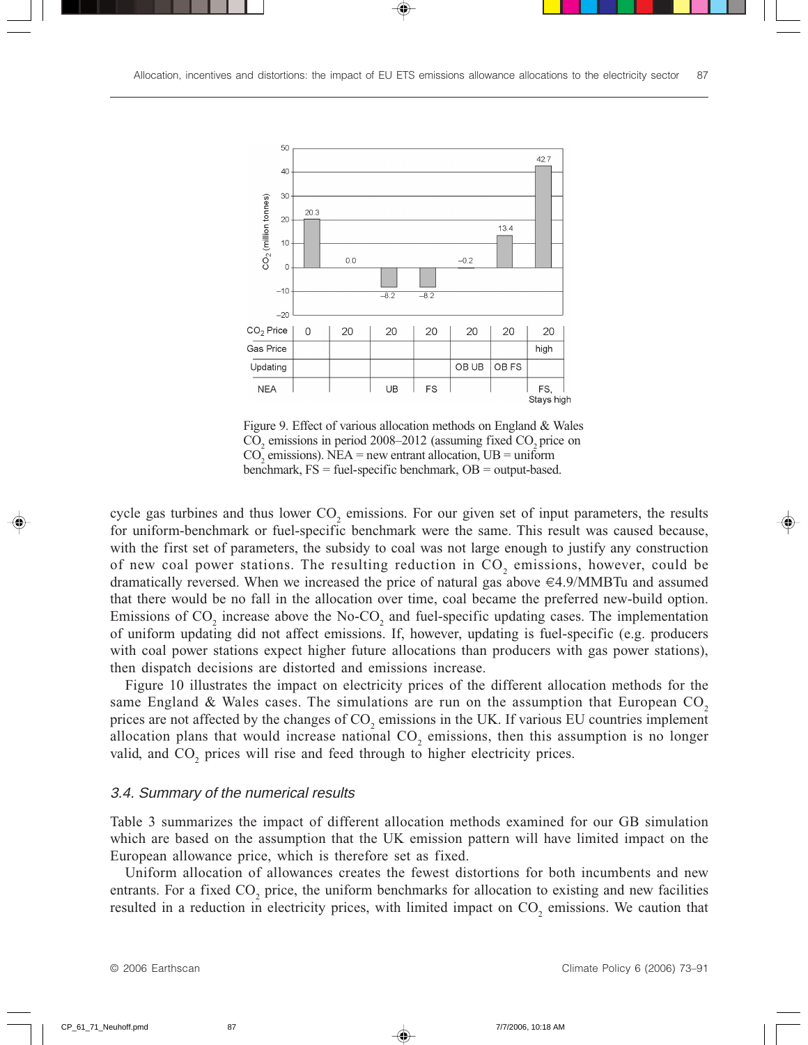Figure 9. Effect of various allocation methods on England & Wales $CO_2$ emissions in period 2008–2012 (assuming fixed $CO_2$ price on $CO_2$ emissions). NEA = new entrant allocation, UB = uniform benchmark, FS = fuel-specific benchmark, OB = output-based.

cycle gas turbines and thus lower $CO_2$ emissions. For our given set of input parameters, the results for uniform-benchmark or fuel-specific benchmark were the same. This result was caused because, with the first set of parameters, the subsidy to coal was not large enough to justify any construction of new coal power stations. The resulting reduction in $CO_2$ emissions, however, could be dramatically reversed. When we increased the price of natural gas above €4.9/MMBTu and assumed that there would be no fall in the allocation over time, coal became the preferred new-build option. Emissions of $CO_2$ increase above the No-$CO_2$ and fuel-specific updating cases. The implementation of uniform updating did not affect emissions. If, however, updating is fuel-specific (e.g. producers with coal power stations expect higher future allocations than producers with gas power stations), then dispatch decisions are distorted and emissions increase.

Figure 10 illustrates the impact on electricity prices of the different allocation methods for the same England & Wales cases. The simulations are run on the assumption that European $CO_2$ prices are not affected by the changes of $CO_2$ emissions in the UK. If various EU countries implement allocation plans that would increase national $CO_2$ emissions, then this assumption is no longer valid, and $CO_2$ prices will rise and feed through to higher electricity prices.

### *3.4. Summary of the numerical results*

Table 3 summarizes the impact of different allocation methods examined for our GB simulation which are based on the assumption that the UK emission pattern will have limited impact on the European allowance price, which is therefore set as fixed.

Uniform allocation of allowances creates the fewest distortions for both incumbents and new entrants. For a fixed $CO_2$ price, the uniform benchmarks for allocation to existing and new facilities resulted in a reduction in electricity prices, with limited impact on $CO_2$ emissions. We caution that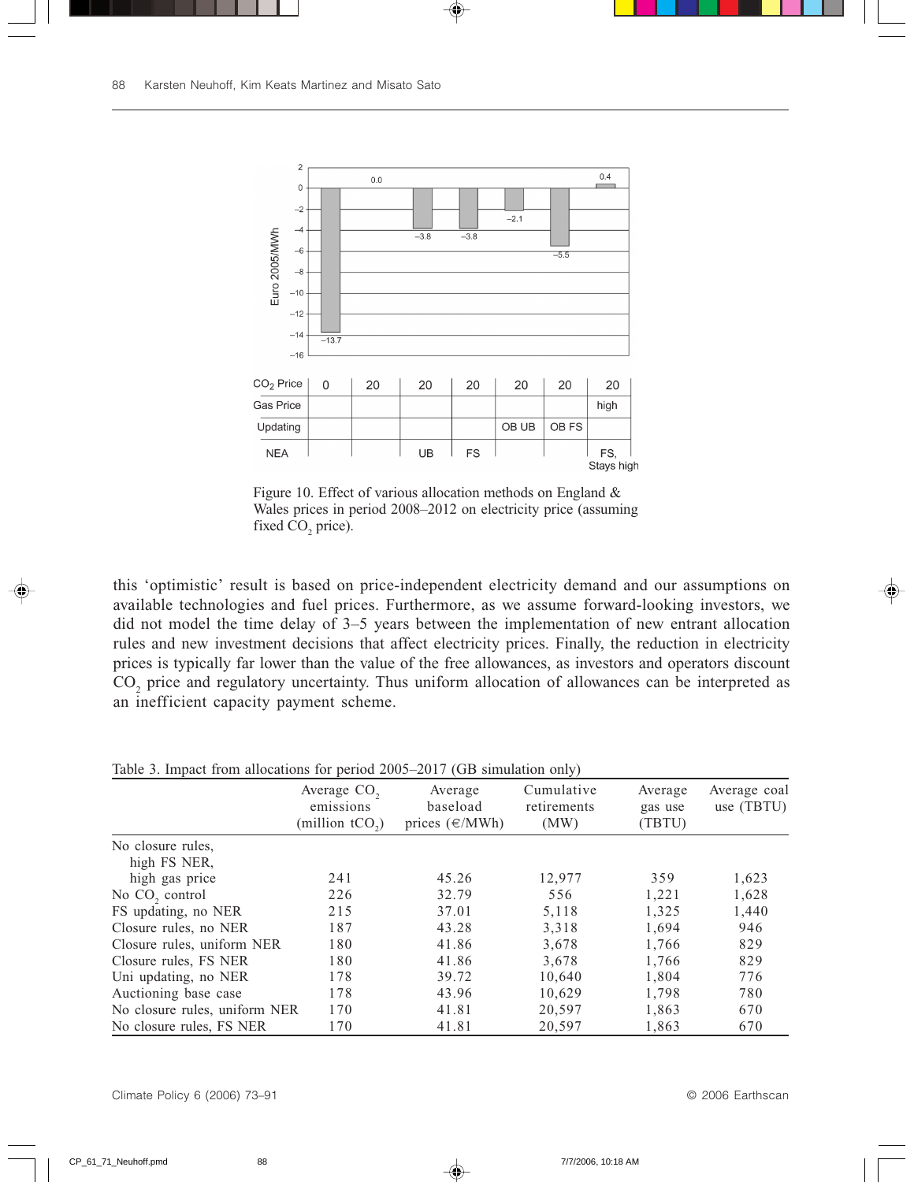| $CO_2$ Price | 0 | 20 | 20 | 20 | 20 | 20 | 20 |
|---|---|---|---|---|---|---|---|
| Gas Price | | | | | | | high |
| Updating | | | | | OB UB | OB FS | |
| NEA | | | UB | FS | | | FS, Stays high |
| Euro 2005/MWh | −13.7 | 0.0 | −3.8 | −3.8 | −2.1 | −5.5 | 0.4 |

Figure 10. Effect of various allocation methods on England & Wales prices in period 2008–2012 on electricity price (assuming fixed $CO_2$ price).

this 'optimistic' result is based on price-independent electricity demand and our assumptions on available technologies and fuel prices. Furthermore, as we assume forward-looking investors, we did not model the time delay of 3–5 years between the implementation of new entrant allocation rules and new investment decisions that affect electricity prices. Finally, the reduction in electricity prices is typically far lower than the value of the free allowances, as investors and operators discount $CO_2$ price and regulatory uncertainty. Thus uniform allocation of allowances can be interpreted as an inefficient capacity payment scheme.

Table 3. Impact from allocations for period 2005–2017 (GB simulation only)

| | Average $CO_2$ emissions (million $tCO_2$) | Average baseload prices (€/MWh) | Cumulative retirements (MW) | Average gas use (TBTU) | Average coal use (TBTU) |
|---|---|---|---|---|---|
| No closure rules, high FS NER, high gas price | 241 | 45.26 | 12,977 | 359 | 1,623 |
| No $CO_2$ control | 226 | 32.79 | 556 | 1,221 | 1,628 |
| FS updating, no NER | 215 | 37.01 | 5,118 | 1,325 | 1,440 |
| Closure rules, no NER | 187 | 43.28 | 3,318 | 1,694 | 946 |
| Closure rules, uniform NER | 180 | 41.86 | 3,678 | 1,766 | 829 |
| Closure rules, FS NER | 180 | 41.86 | 3,678 | 1,766 | 829 |
| Uni updating, no NER | 178 | 39.72 | 10,640 | 1,804 | 776 |
| Auctioning base case | 178 | 43.96 | 10,629 | 1,798 | 780 |
| No closure rules, uniform NER | 170 | 41.81 | 20,597 | 1,863 | 670 |
| No closure rules, FS NER | 170 | 41.81 | 20,597 | 1,863 | 670 |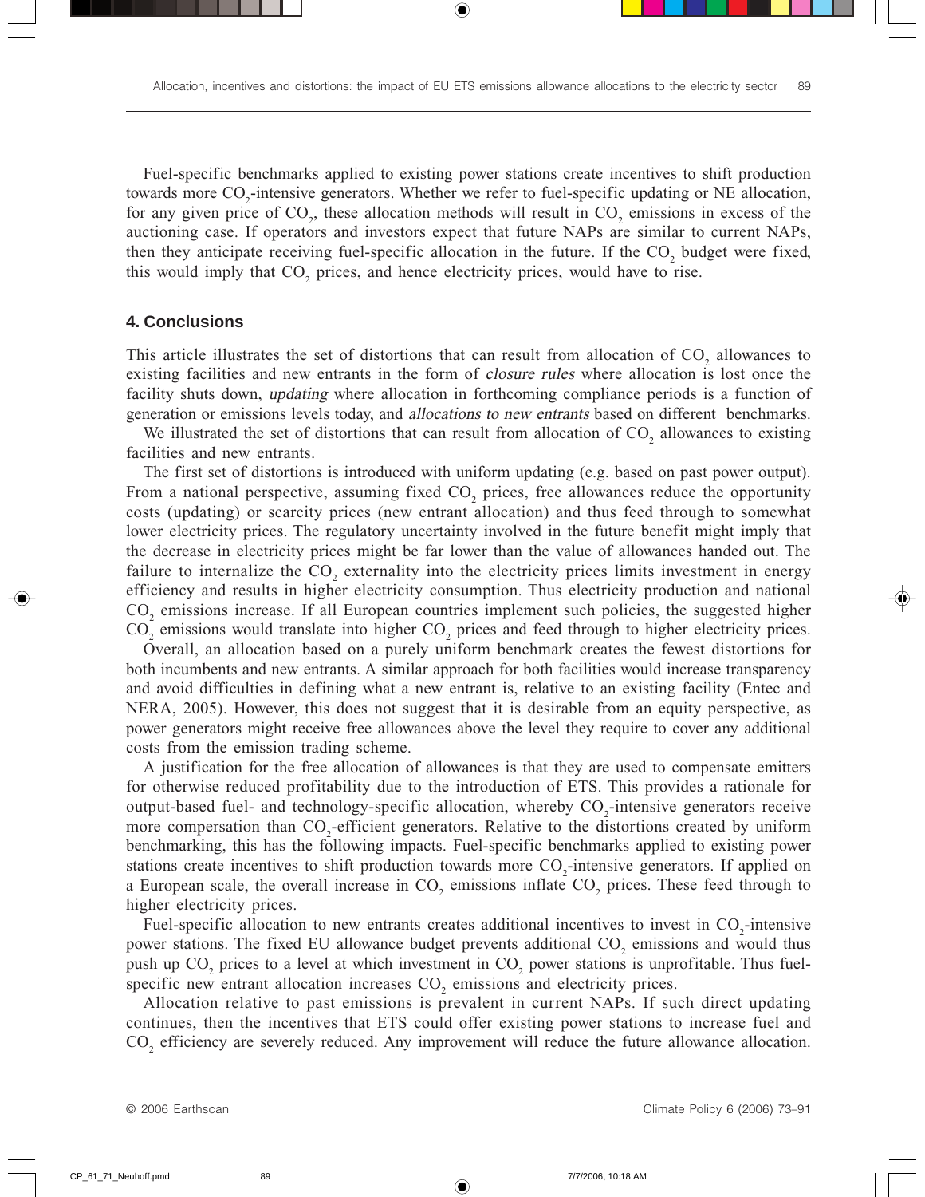Fuel-specific benchmarks applied to existing power stations create incentives to shift production towards more $CO_2$-intensive generators. Whether we refer to fuel-specific updating or NE allocation, for any given price of $CO_2$, these allocation methods will result in $CO_2$ emissions in excess of the auctioning case. If operators and investors expect that future NAPs are similar to current NAPs, then they anticipate receiving fuel-specific allocation in the future. If the $CO_2$ budget were fixed, this would imply that $CO_2$ prices, and hence electricity prices, would have to rise.

## 4. Conclusions

This article illustrates the set of distortions that can result from allocation of $CO_2$ allowances to existing facilities and new entrants in the form of *closure rules* where allocation is lost once the facility shuts down, *updating* where allocation in forthcoming compliance periods is a function of generation or emissions levels today, and *allocations to new entrants* based on different benchmarks.

We illustrated the set of distortions that can result from allocation of $CO_2$ allowances to existing facilities and new entrants.

The first set of distortions is introduced with uniform updating (e.g. based on past power output). From a national perspective, assuming fixed $CO_2$ prices, free allowances reduce the opportunity costs (updating) or scarcity prices (new entrant allocation) and thus feed through to somewhat lower electricity prices. The regulatory uncertainty involved in the future benefit might imply that the decrease in electricity prices might be far lower than the value of allowances handed out. The failure to internalize the $CO_2$ externality into the electricity prices limits investment in energy efficiency and results in higher electricity consumption. Thus electricity production and national $CO_2$ emissions increase. If all European countries implement such policies, the suggested higher $CO_2$ emissions would translate into higher $CO_2$ prices and feed through to higher electricity prices.

Overall, an allocation based on a purely uniform benchmark creates the fewest distortions for both incumbents and new entrants. A similar approach for both facilities would increase transparency and avoid difficulties in defining what a new entrant is, relative to an existing facility (Entec and NERA, 2005). However, this does not suggest that it is desirable from an equity perspective, as power generators might receive free allowances above the level they require to cover any additional costs from the emission trading scheme.

A justification for the free allocation of allowances is that they are used to compensate emitters for otherwise reduced profitability due to the introduction of ETS. This provides a rationale for output-based fuel- and technology-specific allocation, whereby $CO_2$-intensive generators receive more compensation than $CO_2$-efficient generators. Relative to the distortions created by uniform benchmarking, this has the following impacts. Fuel-specific benchmarks applied to existing power stations create incentives to shift production towards more $CO_2$-intensive generators. If applied on a European scale, the overall increase in $CO_2$ emissions inflate $CO_2$ prices. These feed through to higher electricity prices.

Fuel-specific allocation to new entrants creates additional incentives to invest in $CO_2$-intensive power stations. The fixed EU allowance budget prevents additional $CO_2$ emissions and would thus push up $CO_2$ prices to a level at which investment in $CO_2$ power stations is unprofitable. Thus fuel-specific new entrant allocation increases $CO_2$ emissions and electricity prices.

Allocation relative to past emissions is prevalent in current NAPs. If such direct updating continues, then the incentives that ETS could offer existing power stations to increase fuel and $CO_2$ efficiency are severely reduced. Any improvement will reduce the future allowance allocation.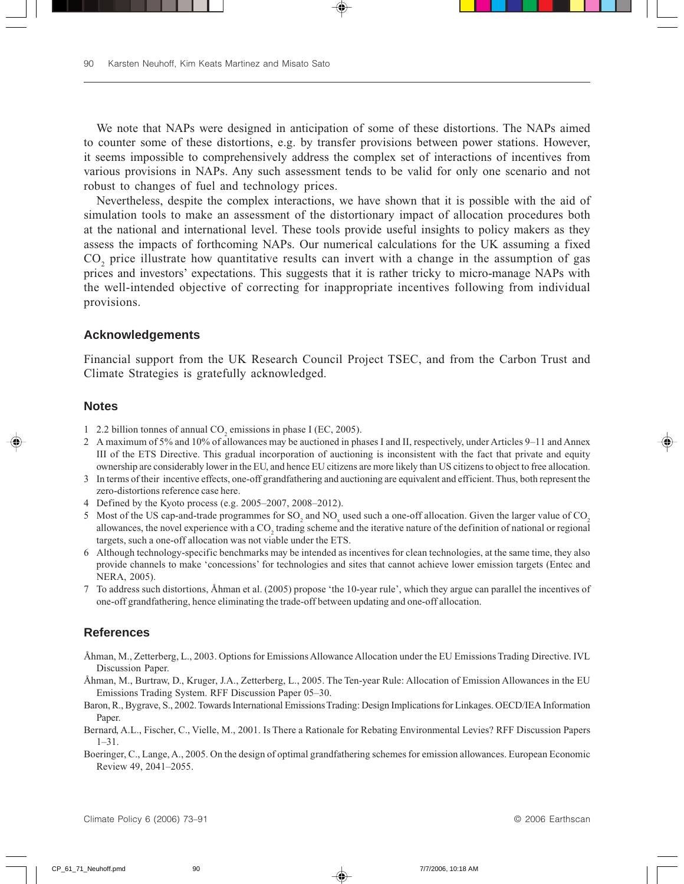We note that NAPs were designed in anticipation of some of these distortions. The NAPs aimed to counter some of these distortions, e.g. by transfer provisions between power stations. However, it seems impossible to comprehensively address the complex set of interactions of incentives from various provisions in NAPs. Any such assessment tends to be valid for only one scenario and not robust to changes of fuel and technology prices.

Nevertheless, despite the complex interactions, we have shown that it is possible with the aid of simulation tools to make an assessment of the distortionary impact of allocation procedures both at the national and international level. These tools provide useful insights to policy makers as they assess the impacts of forthcoming NAPs. Our numerical calculations for the UK assuming a fixed $CO_2$ price illustrate how quantitative results can invert with a change in the assumption of gas prices and investors' expectations. This suggests that it is rather tricky to micro-manage NAPs with the well-intended objective of correcting for inappropriate incentives following from individual provisions.

## Acknowledgements

Financial support from the UK Research Council Project TSEC, and from the Carbon Trust and Climate Strategies is gratefully acknowledged.

## Notes

1. 2.2 billion tonnes of annual $CO_2$ emissions in phase I (EC, 2005).
2. A maximum of 5% and 10% of allowances may be auctioned in phases I and II, respectively, under Articles 9–11 and Annex III of the ETS Directive. This gradual incorporation of auctioning is inconsistent with the fact that private and equity ownership are considerably lower in the EU, and hence EU citizens are more likely than US citizens to object to free allocation.
3. In terms of their incentive effects, one-off grandfathering and auctioning are equivalent and efficient. Thus, both represent the zero-distortions reference case here.
4. Defined by the Kyoto process (e.g. 2005–2007, 2008–2012).
5. Most of the US cap-and-trade programmes for $SO_2$ and $NO_x$ used such a one-off allocation. Given the larger value of $CO_2$ allowances, the novel experience with a $CO_2$ trading scheme and the iterative nature of the definition of national or regional targets, such a one-off allocation was not viable under the ETS.
6. Although technology-specific benchmarks may be intended as incentives for clean technologies, at the same time, they also provide channels to make 'concessions' for technologies and sites that cannot achieve lower emission targets (Entec and NERA, 2005).
7. To address such distortions, Åhman et al. (2005) propose 'the 10-year rule', which they argue can parallel the incentives of one-off grandfathering, hence eliminating the trade-off between updating and one-off allocation.

## References

Åhman, M., Zetterberg, L., 2003. Options for Emissions Allowance Allocation under the EU Emissions Trading Directive. IVL Discussion Paper.

Åhman, M., Burtraw, D., Kruger, J.A., Zetterberg, L., 2005. The Ten-year Rule: Allocation of Emission Allowances in the EU Emissions Trading System. RFF Discussion Paper 05–30.

Baron, R., Bygrave, S., 2002. Towards International Emissions Trading: Design Implications for Linkages. OECD/IEA Information Paper.

Bernard, A.L., Fischer, C., Vielle, M., 2001. Is There a Rationale for Rebating Environmental Levies? RFF Discussion Papers 1–31.

Boeringer, C., Lange, A., 2005. On the design of optimal grandfathering schemes for emission allowances. European Economic Review 49, 2041–2055.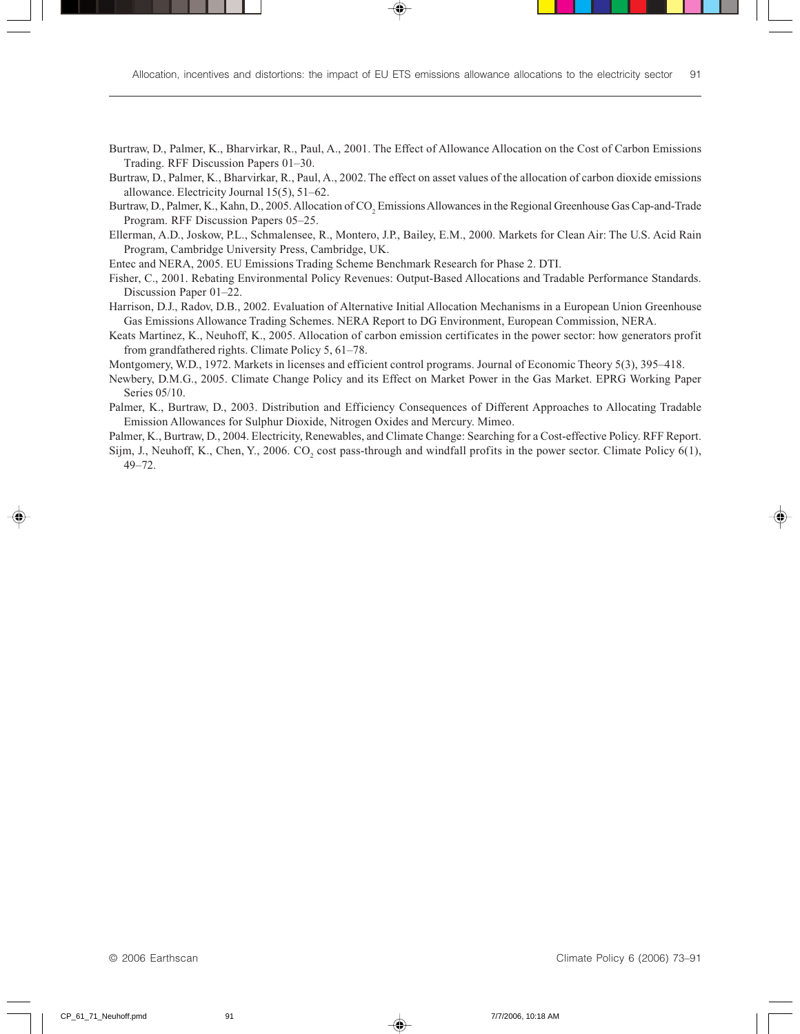Burtraw, D., Palmer, K., Bharvirkar, R., Paul, A., 2001. The Effect of Allowance Allocation on the Cost of Carbon Emissions Trading. RFF Discussion Papers 01–30.

Burtraw, D., Palmer, K., Bharvirkar, R., Paul, A., 2002. The effect on asset values of the allocation of carbon dioxide emissions allowance. Electricity Journal 15(5), 51–62.

Burtraw, D., Palmer, K., Kahn, D., 2005. Allocation of $CO_2$ Emissions Allowances in the Regional Greenhouse Gas Cap-and-Trade Program. RFF Discussion Papers 05–25.

Ellerman, A.D., Joskow, P.L., Schmalensee, R., Montero, J.P., Bailey, E.M., 2000. Markets for Clean Air: The U.S. Acid Rain Program, Cambridge University Press, Cambridge, UK.

Entec and NERA, 2005. EU Emissions Trading Scheme Benchmark Research for Phase 2. DTI.

Fisher, C., 2001. Rebating Environmental Policy Revenues: Output-Based Allocations and Tradable Performance Standards. Discussion Paper 01–22.

Harrison, D.J., Radov, D.B., 2002. Evaluation of Alternative Initial Allocation Mechanisms in a European Union Greenhouse Gas Emissions Allowance Trading Schemes. NERA Report to DG Environment, European Commission, NERA.

Keats Martinez, K., Neuhoff, K., 2005. Allocation of carbon emission certificates in the power sector: how generators profit from grandfathered rights. Climate Policy 5, 61–78.

Montgomery, W.D., 1972. Markets in licenses and efficient control programs. Journal of Economic Theory 5(3), 395–418.

Newbery, D.M.G., 2005. Climate Change Policy and its Effect on Market Power in the Gas Market. EPRG Working Paper Series 05/10.

Palmer, K., Burtraw, D., 2003. Distribution and Efficiency Consequences of Different Approaches to Allocating Tradable Emission Allowances for Sulphur Dioxide, Nitrogen Oxides and Mercury. Mimeo.

Palmer, K., Burtraw, D., 2004. Electricity, Renewables, and Climate Change: Searching for a Cost-effective Policy. RFF Report.

Sijm, J., Neuhoff, K., Chen, Y., 2006. $CO_2$ cost pass-through and windfall profits in the power sector. Climate Policy 6(1), 49–72.